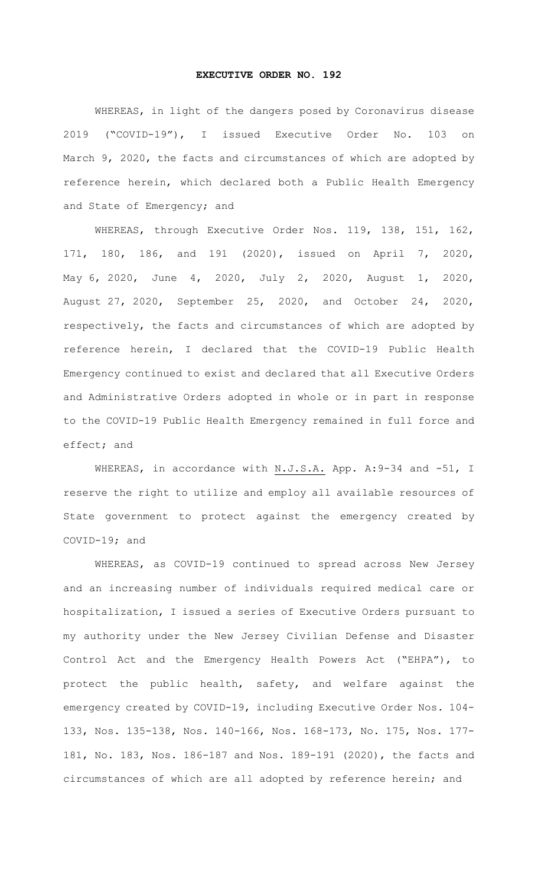# EXECUTIVE ORDER NO. 192

WHEREAS, in light of the dangers posed by Coronavirus disease 2019 ("COVID-19"), I issued Executive Order No. 103 on March 9, 2020, the facts and circumstances of which are adopted by reference herein, which declared both a Public Health Emergency and State of Emergency; and

WHEREAS, through Executive Order Nos. 119, 138, 151, 162, 171, 180, 186, and 191 (2020), issued on April 7, 2020, May 6, 2020, June 4, 2020, July 2, 2020, August 1, 2020, August 27, 2020, September 25, 2020, and October 24, 2020, respectively, the facts and circumstances of which are adopted by reference herein, I declared that the COVID-19 Public Health Emergency continued to exist and declared that all Executive Orders and Administrative Orders adopted in whole or in part in response to the COVID-19 Public Health Emergency remained in full force and effect; and

WHEREAS, in accordance with N.J.S.A. App. A:9-34 and -51, I reserve the right to utilize and employ all available resources of State government to protect against the emergency created by COVID-19; and

WHEREAS, as COVID-19 continued to spread across New Jersey and an increasing number of individuals required medical care or hospitalization, I issued a series of Executive Orders pursuant to my authority under the New Jersey Civilian Defense and Disaster Control Act and the Emergency Health Powers Act ("EHPA"), to protect the public health, safety, and welfare against the emergency created by COVID-19, including Executive Order Nos. 104-133, Nos. 135-138, Nos. 140-166, Nos. 168-173, No. 175, Nos. 177-181, No. 183, Nos. 186-187 and Nos. 189-191 (2020), the facts and circumstances of which are all adopted by reference herein; and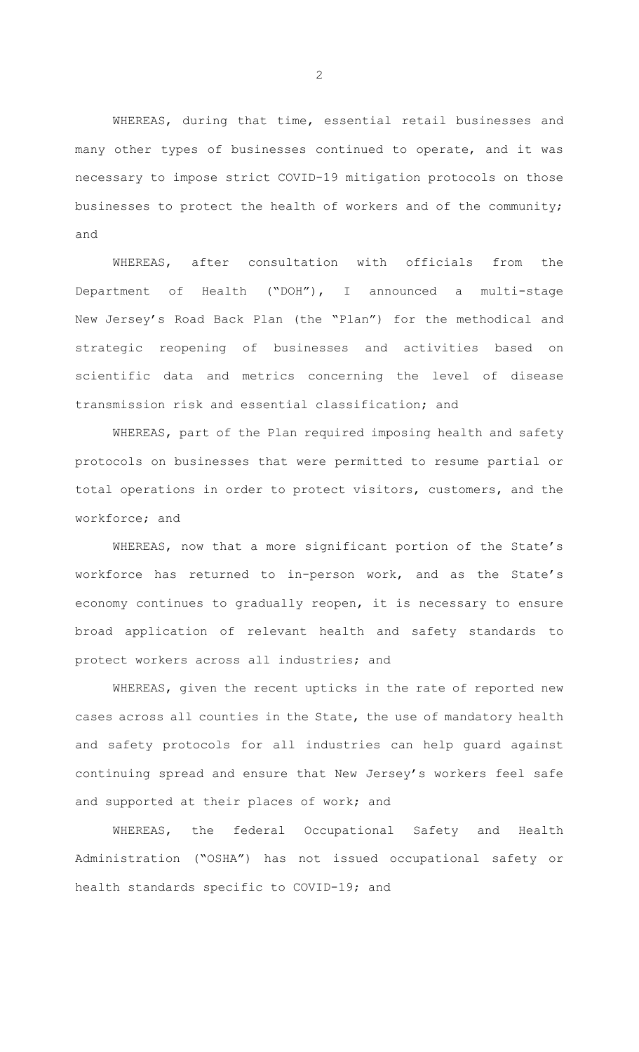WHEREAS, during that time, essential retail businesses and many other types of businesses continued to operate, and it was necessary to impose strict COVID-19 mitigation protocols on those businesses to protect the health of workers and of the community; and

WHEREAS, after consultation with officials from the Department of Health ("DOH"), I announced a multi-stage New Jersey's Road Back Plan (the "Plan") for the methodical and strategic reopening of businesses and activities based on scientific data and metrics concerning the level of disease transmission risk and essential classification; and

WHEREAS, part of the Plan required imposing health and safety protocols on businesses that were permitted to resume partial or total operations in order to protect visitors, customers, and the workforce; and

WHEREAS, now that a more significant portion of the State's workforce has returned to in-person work, and as the State's economy continues to gradually reopen, it is necessary to ensure broad application of relevant health and safety standards to protect workers across all industries; and

WHEREAS, given the recent upticks in the rate of reported new cases across all counties in the State, the use of mandatory health and safety protocols for all industries can help guard against continuing spread and ensure that New Jersey's workers feel safe and supported at their places of work; and

WHEREAS, the federal Occupational Safety and Health Administration ("OSHA") has not issued occupational safety or health standards specific to COVID-19; and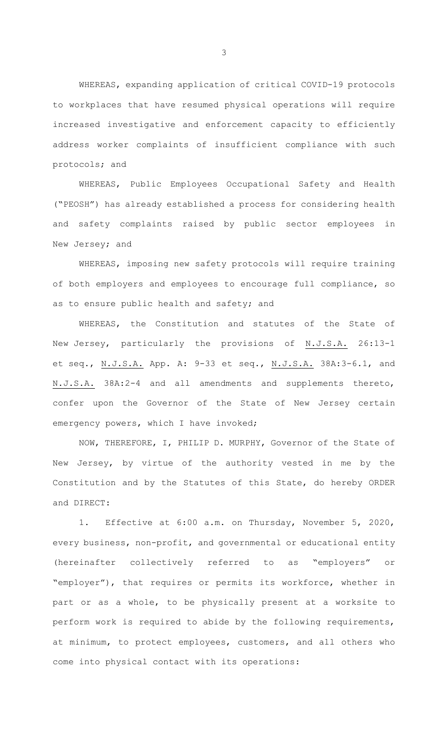WHEREAS, expanding application of critical COVID-19 protocols to workplaces that have resumed physical operations will require increased investigative and enforcement capacity to efficiently address worker complaints of insufficient compliance with such protocols; and

WHEREAS, Public Employees Occupational Safety and Health ("PEOSH") has already established a process for considering health and safety complaints raised by public sector employees in New Jersey; and

WHEREAS, imposing new safety protocols will require training of both employers and employees to encourage full compliance, so as to ensure public health and safety; and

WHEREAS, the Constitution and statutes of the State of New Jersey, particularly the provisions of N.J.S.A. 26:13-1 et seq., N.J.S.A. App. A: 9-33 et seq., N.J.S.A. 38A:3-6.1, and N.J.S.A. 38A:2-4 and all amendments and supplements thereto, confer upon the Governor of the State of New Jersey certain emergency powers, which I have invoked;

NOW, THEREFORE, I, PHILIP D. MURPHY, Governor of the State of New Jersey, by virtue of the authority vested in me by the Constitution and by the Statutes of this State, do hereby ORDER and DIRECT:

1. Effective at 6:00 a.m. on Thursday, November 5, 2020, every business, non-profit, and governmental or educational entity (hereinafter collectively referred to as "employers" or "employer"), that requires or permits its workforce, whether in part or as a whole, to be physically present at a worksite to perform work is required to abide by the following requirements, at minimum, to protect employees, customers, and all others who come into physical contact with its operations: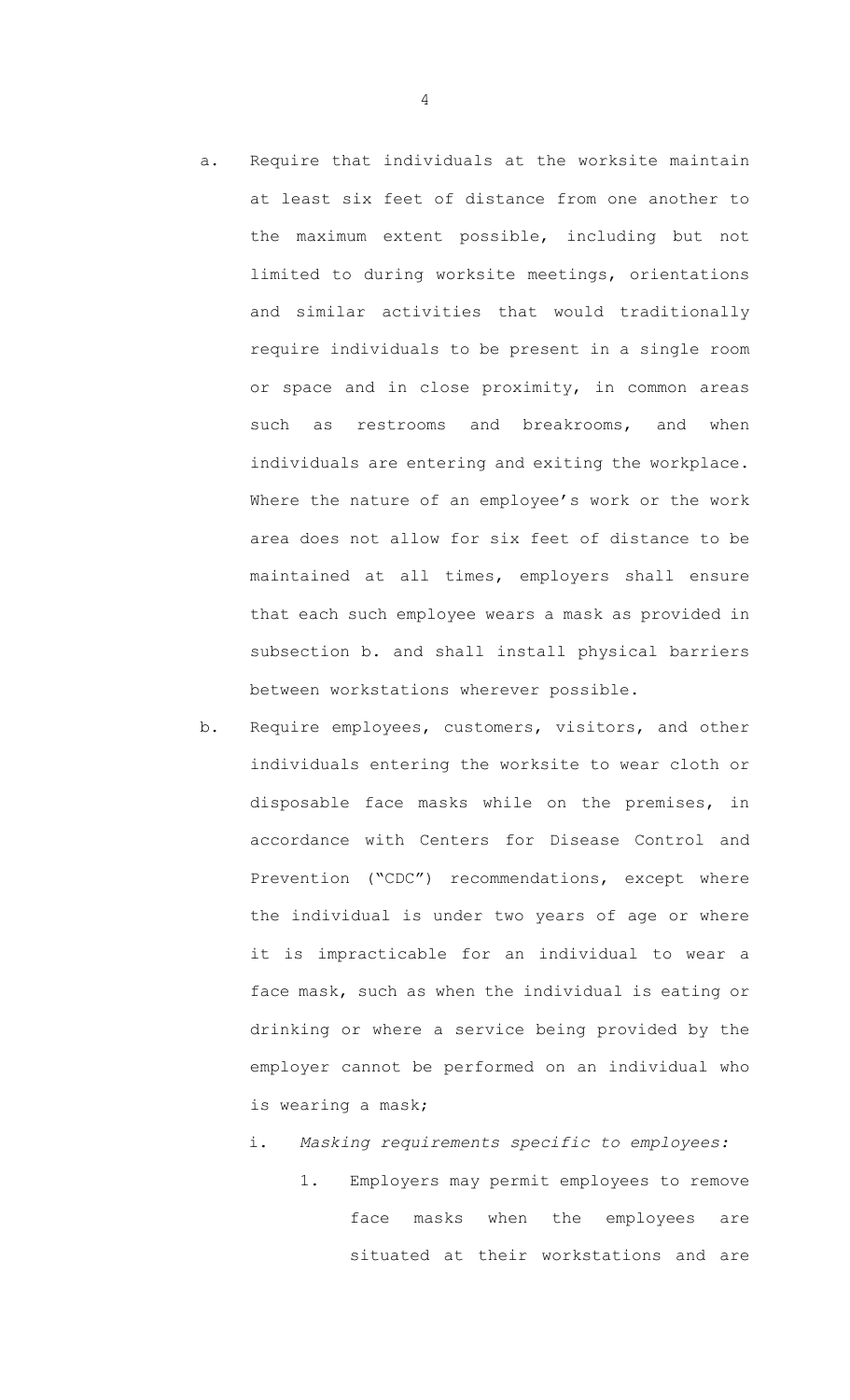a. Require that individuals at the worksite maintain at least six feet of distance from one another to the maximum extent possible, including but not limited to during worksite meetings, orientations and similar activities that would traditionally require individuals to be present in a single room or space and in close proximity, in common areas such as restrooms and breakrooms, and when individuals are entering and exiting the workplace. Where the nature of an employee's work or the work area does not allow for six feet of distance to be maintained at all times, employers shall ensure that each such employee wears a mask as provided in subsection b. and shall install physical barriers between workstations wherever possible.

b. Require employees, customers, visitors, and other individuals entering the worksite to wear cloth or disposable face masks while on the premises, in accordance with Centers for Disease Control and Prevention ("CDC") recommendations, except where the individual is under two years of age or where it is impracticable for an individual to wear a face mask, such as when the individual is eating or drinking or where a service being provided by the employer cannot be performed on an individual who is wearing a mask;

   i. *Masking requirements specific to employees:*

      1. Employers may permit employees to remove face masks when the employees are situated at their workstations and are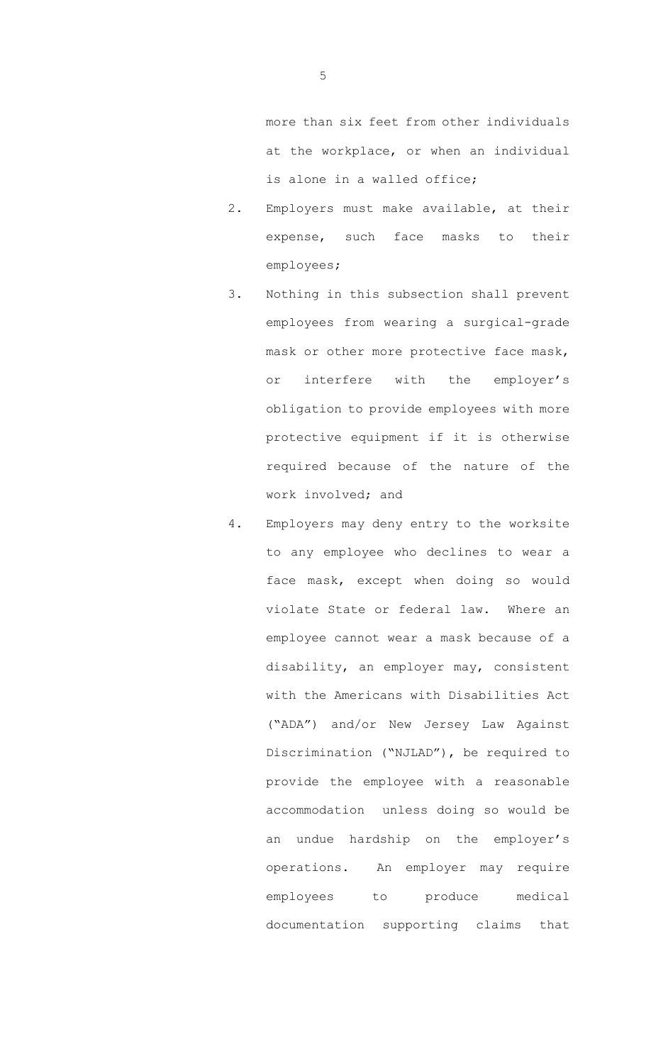more than six feet from other individuals at the workplace, or when an individual is alone in a walled office;

2. Employers must make available, at their expense, such face masks to their employees;

3. Nothing in this subsection shall prevent employees from wearing a surgical-grade mask or other more protective face mask, or interfere with the employer's obligation to provide employees with more protective equipment if it is otherwise required because of the nature of the work involved; and

4. Employers may deny entry to the worksite to any employee who declines to wear a face mask, except when doing so would violate State or federal law. Where an employee cannot wear a mask because of a disability, an employer may, consistent with the Americans with Disabilities Act ("ADA") and/or New Jersey Law Against Discrimination ("NJLAD"), be required to provide the employee with a reasonable accommodation unless doing so would be an undue hardship on the employer's operations. An employer may require employees to produce medical documentation supporting claims that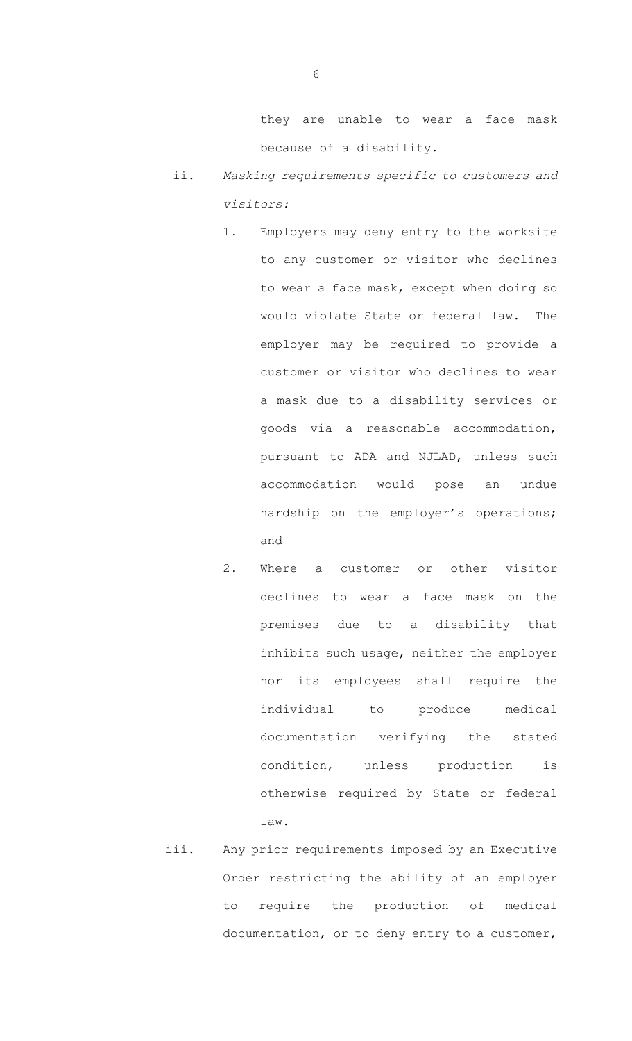they are unable to wear a face mask because of a disability.

ii. *Masking requirements specific to customers and visitors:*

   1. Employers may deny entry to the worksite to any customer or visitor who declines to wear a face mask, except when doing so would violate State or federal law. The employer may be required to provide a customer or visitor who declines to wear a mask due to a disability services or goods via a reasonable accommodation, pursuant to ADA and NJLAD, unless such accommodation would pose an undue hardship on the employer's operations; and

   2. Where a customer or other visitor declines to wear a face mask on the premises due to a disability that inhibits such usage, neither the employer nor its employees shall require the individual to produce medical documentation verifying the stated condition, unless production is otherwise required by State or federal law.

iii. Any prior requirements imposed by an Executive Order restricting the ability of an employer to require the production of medical documentation, or to deny entry to a customer,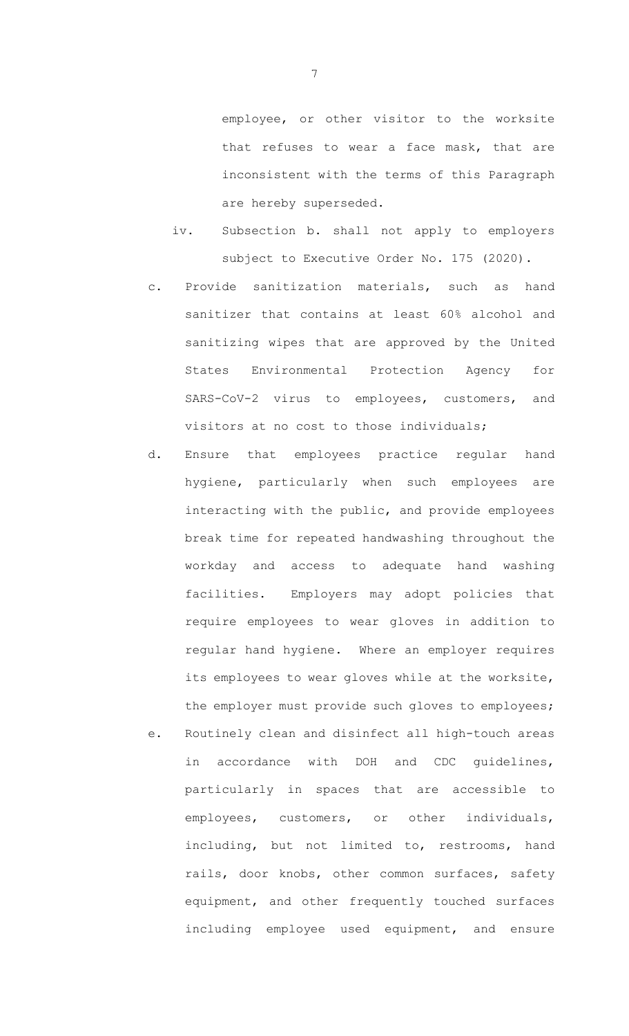employee, or other visitor to the worksite that refuses to wear a face mask, that are inconsistent with the terms of this Paragraph are hereby superseded.

iv. Subsection b. shall not apply to employers subject to Executive Order No. 175 (2020).

c. Provide sanitization materials, such as hand sanitizer that contains at least 60% alcohol and sanitizing wipes that are approved by the United States Environmental Protection Agency for SARS-CoV-2 virus to employees, customers, and visitors at no cost to those individuals;

d. Ensure that employees practice regular hand hygiene, particularly when such employees are interacting with the public, and provide employees break time for repeated handwashing throughout the workday and access to adequate hand washing facilities. Employers may adopt policies that require employees to wear gloves in addition to regular hand hygiene. Where an employer requires its employees to wear gloves while at the worksite, the employer must provide such gloves to employees;

e. Routinely clean and disinfect all high-touch areas in accordance with DOH and CDC guidelines, particularly in spaces that are accessible to employees, customers, or other individuals, including, but not limited to, restrooms, hand rails, door knobs, other common surfaces, safety equipment, and other frequently touched surfaces including employee used equipment, and ensure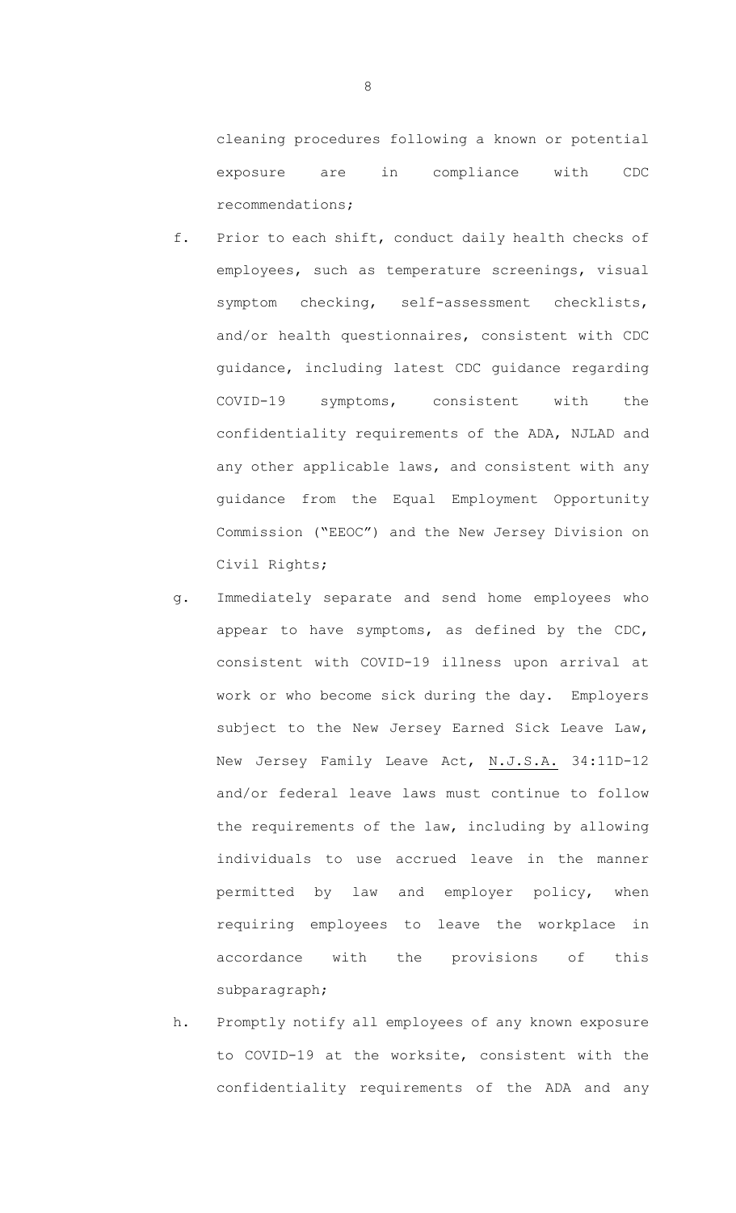cleaning procedures following a known or potential exposure are in compliance with CDC recommendations;

f. Prior to each shift, conduct daily health checks of employees, such as temperature screenings, visual symptom checking, self-assessment checklists, and/or health questionnaires, consistent with CDC guidance, including latest CDC guidance regarding COVID-19 symptoms, consistent with the confidentiality requirements of the ADA, NJLAD and any other applicable laws, and consistent with any guidance from the Equal Employment Opportunity Commission ("EEOC") and the New Jersey Division on Civil Rights;

g. Immediately separate and send home employees who appear to have symptoms, as defined by the CDC, consistent with COVID-19 illness upon arrival at work or who become sick during the day. Employers subject to the New Jersey Earned Sick Leave Law, New Jersey Family Leave Act, <u>N.J.S.A.</u> 34:11D-12 and/or federal leave laws must continue to follow the requirements of the law, including by allowing individuals to use accrued leave in the manner permitted by law and employer policy, when requiring employees to leave the workplace in accordance with the provisions of this subparagraph;

h. Promptly notify all employees of any known exposure to COVID-19 at the worksite, consistent with the confidentiality requirements of the ADA and any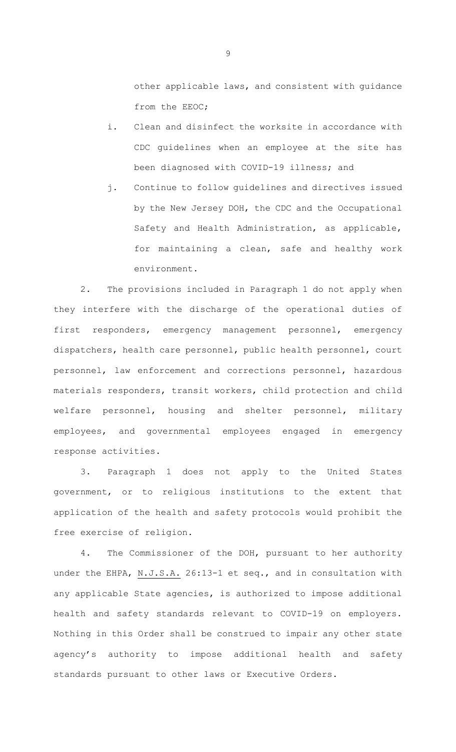other applicable laws, and consistent with guidance from the EEOC;

i. Clean and disinfect the worksite in accordance with CDC guidelines when an employee at the site has been diagnosed with COVID-19 illness; and

j. Continue to follow guidelines and directives issued by the New Jersey DOH, the CDC and the Occupational Safety and Health Administration, as applicable, for maintaining a clean, safe and healthy work environment.

2. The provisions included in Paragraph 1 do not apply when they interfere with the discharge of the operational duties of first responders, emergency management personnel, emergency dispatchers, health care personnel, public health personnel, court personnel, law enforcement and corrections personnel, hazardous materials responders, transit workers, child protection and child welfare personnel, housing and shelter personnel, military employees, and governmental employees engaged in emergency response activities.

3. Paragraph 1 does not apply to the United States government, or to religious institutions to the extent that application of the health and safety protocols would prohibit the free exercise of religion.

4. The Commissioner of the DOH, pursuant to her authority under the EHPA, N.J.S.A. 26:13-1 et seq., and in consultation with any applicable State agencies, is authorized to impose additional health and safety standards relevant to COVID-19 on employers. Nothing in this Order shall be construed to impair any other state agency's authority to impose additional health and safety standards pursuant to other laws or Executive Orders.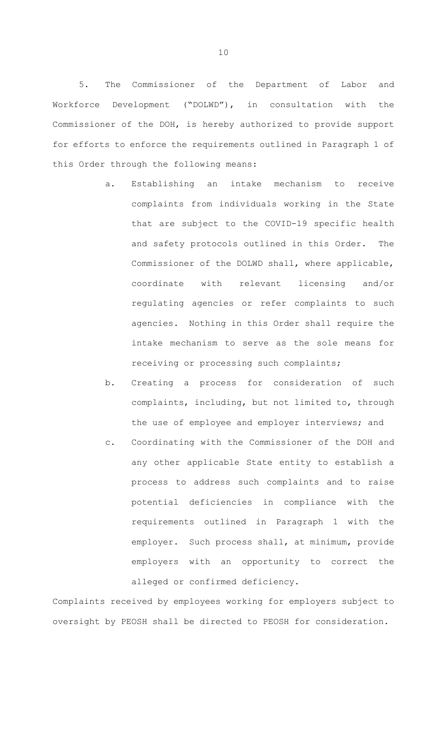5. The Commissioner of the Department of Labor and Workforce Development ("DOLWD"), in consultation with the Commissioner of the DOH, is hereby authorized to provide support for efforts to enforce the requirements outlined in Paragraph 1 of this Order through the following means:

a. Establishing an intake mechanism to receive complaints from individuals working in the State that are subject to the COVID-19 specific health and safety protocols outlined in this Order. The Commissioner of the DOLWD shall, where applicable, coordinate with relevant licensing and/or regulating agencies or refer complaints to such agencies. Nothing in this Order shall require the intake mechanism to serve as the sole means for receiving or processing such complaints;

b. Creating a process for consideration of such complaints, including, but not limited to, through the use of employee and employer interviews; and

c. Coordinating with the Commissioner of the DOH and any other applicable State entity to establish a process to address such complaints and to raise potential deficiencies in compliance with the requirements outlined in Paragraph 1 with the employer. Such process shall, at minimum, provide employers with an opportunity to correct the alleged or confirmed deficiency.

Complaints received by employees working for employers subject to oversight by PEOSH shall be directed to PEOSH for consideration.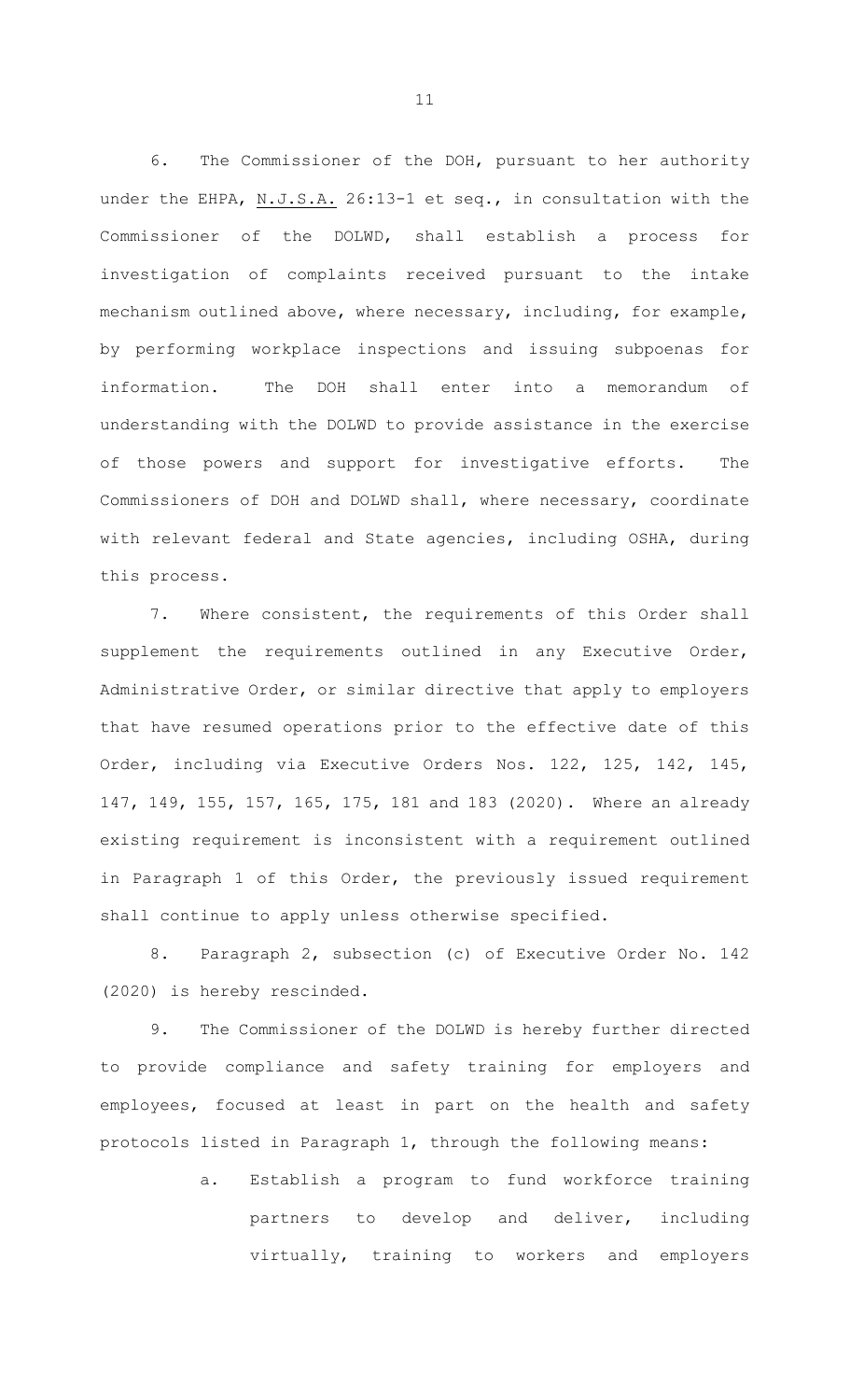6. The Commissioner of the DOH, pursuant to her authority under the EHPA, N.J.S.A. 26:13-1 et seq., in consultation with the Commissioner of the DOLWD, shall establish a process for investigation of complaints received pursuant to the intake mechanism outlined above, where necessary, including, for example, by performing workplace inspections and issuing subpoenas for information. The DOH shall enter into a memorandum of understanding with the DOLWD to provide assistance in the exercise of those powers and support for investigative efforts. The Commissioners of DOH and DOLWD shall, where necessary, coordinate with relevant federal and State agencies, including OSHA, during this process.

7. Where consistent, the requirements of this Order shall supplement the requirements outlined in any Executive Order, Administrative Order, or similar directive that apply to employers that have resumed operations prior to the effective date of this Order, including via Executive Orders Nos. 122, 125, 142, 145, 147, 149, 155, 157, 165, 175, 181 and 183 (2020). Where an already existing requirement is inconsistent with a requirement outlined in Paragraph 1 of this Order, the previously issued requirement shall continue to apply unless otherwise specified.

8. Paragraph 2, subsection (c) of Executive Order No. 142 (2020) is hereby rescinded.

9. The Commissioner of the DOLWD is hereby further directed to provide compliance and safety training for employers and employees, focused at least in part on the health and safety protocols listed in Paragraph 1, through the following means:

a. Establish a program to fund workforce training partners to develop and deliver, including virtually, training to workers and employers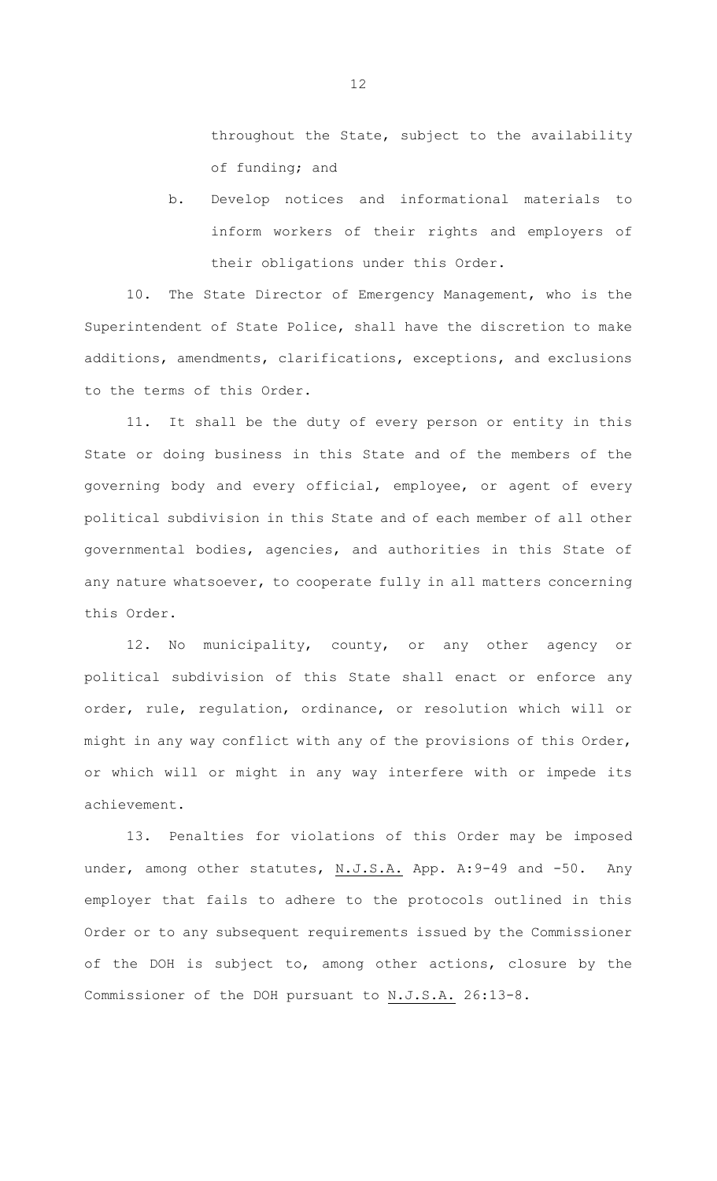throughout the State, subject to the availability of funding; and

b. Develop notices and informational materials to inform workers of their rights and employers of their obligations under this Order.

10. The State Director of Emergency Management, who is the Superintendent of State Police, shall have the discretion to make additions, amendments, clarifications, exceptions, and exclusions to the terms of this Order.

11. It shall be the duty of every person or entity in this State or doing business in this State and of the members of the governing body and every official, employee, or agent of every political subdivision in this State and of each member of all other governmental bodies, agencies, and authorities in this State of any nature whatsoever, to cooperate fully in all matters concerning this Order.

12. No municipality, county, or any other agency or political subdivision of this State shall enact or enforce any order, rule, regulation, ordinance, or resolution which will or might in any way conflict with any of the provisions of this Order, or which will or might in any way interfere with or impede its achievement.

13. Penalties for violations of this Order may be imposed under, among other statutes, N.J.S.A. App. A:9-49 and -50. Any employer that fails to adhere to the protocols outlined in this Order or to any subsequent requirements issued by the Commissioner of the DOH is subject to, among other actions, closure by the Commissioner of the DOH pursuant to N.J.S.A. 26:13-8.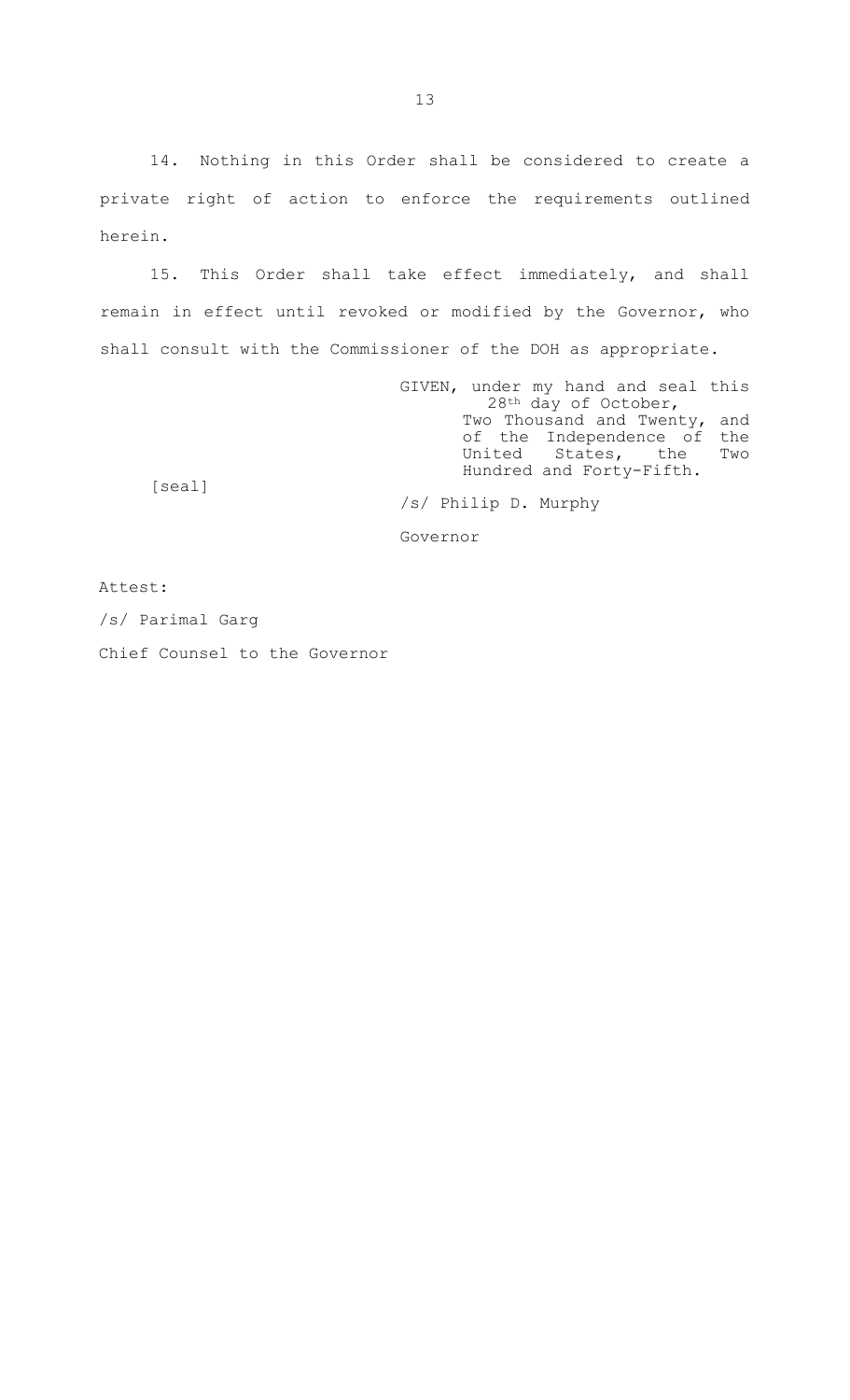14. Nothing in this Order shall be considered to create a private right of action to enforce the requirements outlined herein.

15. This Order shall take effect immediately, and shall remain in effect until revoked or modified by the Governor, who shall consult with the Commissioner of the DOH as appropriate.

GIVEN, under my hand and seal this 28th day of October, Two Thousand and Twenty, and of the Independence of the United States, the Two Hundred and Forty-Fifth.

[seal]

/s/ Philip D. Murphy

Governor

Attest:

/s/ Parimal Garg

Chief Counsel to the Governor